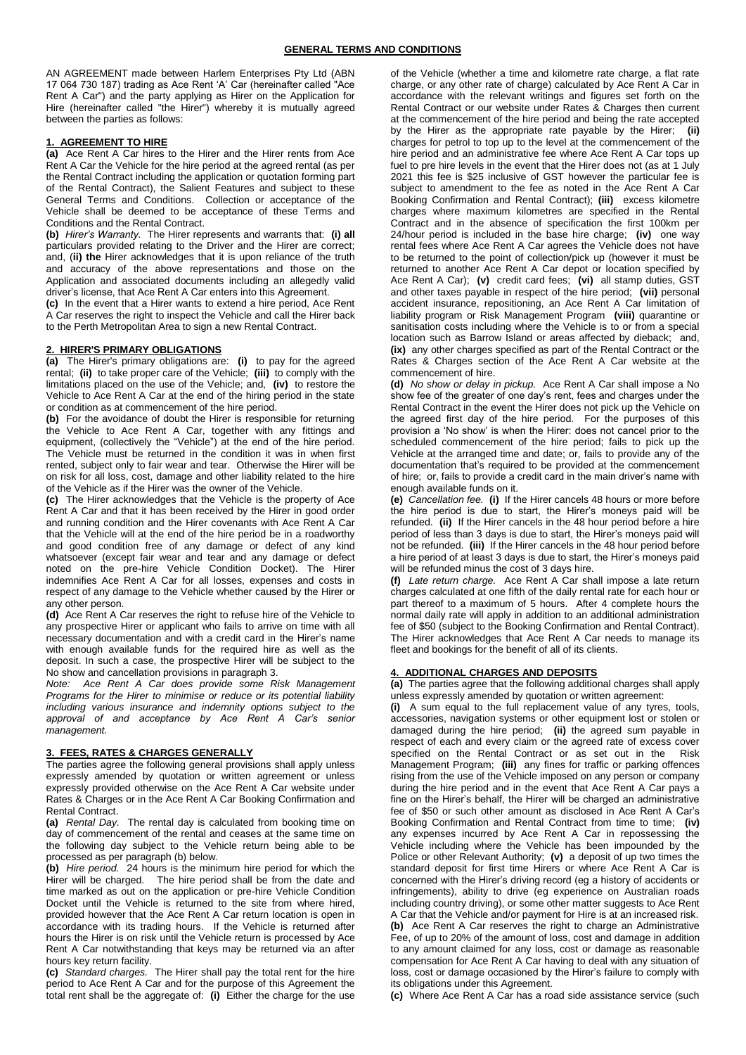# GENERAL TERMS AND CONDITIONS

AN AGREEMENT made between Harlem Enterprises Pty Ltd (ABN 17 064 730 187) trading as Ace Rent 'A' Car (hereinafter called "Ace Rent A Car") and the party applying as Hirer on the Application for Hire (hereinafter called "the Hirer") whereby it is mutually agreed between the parties as follows:

## 1. AGREEMENT TO HIRE

**(a)** Ace Rent A Car hires to the Hirer and the Hirer rents from Ace Rent A Car the Vehicle for the hire period at the agreed rental (as per the Rental Contract including the application or quotation forming part of the Rental Contract), the Salient Features and subject to these General Terms and Conditions. Collection or acceptance of the Vehicle shall be deemed to be acceptance of these Terms and Conditions and the Rental Contract.

**(b)** *Hirer's Warranty.* The Hirer represents and warrants that: **(i) all** particulars provided relating to the Driver and the Hirer are correct; and, **(ii) the** Hirer acknowledges that it is upon reliance of the truth and accuracy of the above representations and those on the Application and associated documents including an allegedly valid driver's license, that Ace Rent A Car enters into this Agreement.

**(c)** In the event that a Hirer wants to extend a hire period, Ace Rent A Car reserves the right to inspect the Vehicle and call the Hirer back to the Perth Metropolitan Area to sign a new Rental Contract.

## 2. HIRER'S PRIMARY OBLIGATIONS

**(a)** The Hirer's primary obligations are: **(i)** to pay for the agreed rental; **(ii)** to take proper care of the Vehicle; **(iii)** to comply with the limitations placed on the use of the Vehicle; and, **(iv)** to restore the Vehicle to Ace Rent A Car at the end of the hiring period in the state or condition as at commencement of the hire period.

**(b)** For the avoidance of doubt the Hirer is responsible for returning the Vehicle to Ace Rent A Car, together with any fittings and equipment, (collectively the "Vehicle") at the end of the hire period. The Vehicle must be returned in the condition it was in when first rented, subject only to fair wear and tear. Otherwise the Hirer will be on risk for all loss, cost, damage and other liability related to the hire of the Vehicle as if the Hirer was the owner of the Vehicle.

**(c)** The Hirer acknowledges that the Vehicle is the property of Ace Rent A Car and that it has been received by the Hirer in good order and running condition and the Hirer covenants with Ace Rent A Car that the Vehicle will at the end of the hire period be in a roadworthy and good condition free of any damage or defect of any kind whatsoever (except fair wear and tear and any damage or defect noted on the pre-hire Vehicle Condition Docket). The Hirer indemnifies Ace Rent A Car for all losses, expenses and costs in respect of any damage to the Vehicle whether caused by the Hirer or any other person.

**(d)** Ace Rent A Car reserves the right to refuse hire of the Vehicle to any prospective Hirer or applicant who fails to arrive on time with all necessary documentation and with a credit card in the Hirer's name with enough available funds for the required hire as well as the deposit. In such a case, the prospective Hirer will be subject to the No show and cancellation provisions in paragraph 3.

*Note: Ace Rent A Car does provide some Risk Management Programs for the Hirer to minimise or reduce or its potential liability including various insurance and indemnity options subject to the approval of and acceptance by Ace Rent A Car's senior management.*

## 3. FEES, RATES & CHARGES GENERALLY

The parties agree the following general provisions shall apply unless expressly amended by quotation or written agreement or unless expressly provided otherwise on the Ace Rent A Car website under Rates & Charges or in the Ace Rent A Car Booking Confirmation and Rental Contract.

**(a)** *Rental Day.* The rental day is calculated from booking time on day of commencement of the rental and ceases at the same time on the following day subject to the Vehicle return being able to be processed as per paragraph (b) below.

**(b)** *Hire period.* 24 hours is the minimum hire period for which the Hirer will be charged. The hire period shall be from the date and time marked as out on the application or pre-hire Vehicle Condition Docket until the Vehicle is returned to the site from where hired, provided however that the Ace Rent A Car return location is open in accordance with its trading hours. If the Vehicle is returned after hours the Hirer is on risk until the Vehicle return is processed by Ace Rent A Car notwithstanding that keys may be returned via an after hours key return facility.

**(c)** *Standard charges.* The Hirer shall pay the total rent for the hire period to Ace Rent A Car and for the purpose of this Agreement the total rent shall be the aggregate of: **(i)** Either the charge for the use of the Vehicle (whether a time and kilometre rate charge, a flat rate charge, or any other rate of charge) calculated by Ace Rent A Car in accordance with the relevant writings and figures set forth on the Rental Contract or our website under Rates & Charges then current at the commencement of the hire period and being the rate accepted by the Hirer as the appropriate rate payable by the Hirer; **(ii)** charges for petrol to top up to the level at the commencement of the hire period and an administrative fee where Ace Rent A Car tops up fuel to pre hire levels in the event that the Hirer does not (as at 1 July 2021 this fee is $25 inclusive of GST however the particular fee is subject to amendment to the fee as noted in the Ace Rent A Car Booking Confirmation and Rental Contract); **(iii)** excess kilometre charges where maximum kilometres are specified in the Rental Contract and in the absence of specification the first 100km per 24/hour period is included in the base hire charge; **(iv)** one way rental fees where Ace Rent A Car agrees the Vehicle does not have to be returned to the point of collection/pick up (however it must be returned to another Ace Rent A Car depot or location specified by Ace Rent A Car); **(v)** credit card fees; **(vi)** all stamp duties, GST and other taxes payable in respect of the hire period; **(vii)** personal accident insurance, repositioning, an Ace Rent A Car limitation of liability program or Risk Management Program **(viii)** quarantine or sanitisation costs including where the Vehicle is to or from a special location such as Barrow Island or areas affected by dieback; and, **(ix)** any other charges specified as part of the Rental Contract or the Rates & Charges section of the Ace Rent A Car website at the commencement of hire.

**(d)** *No show or delay in pickup.* Ace Rent A Car shall impose a No show fee of the greater of one day's rent, fees and charges under the Rental Contract in the event the Hirer does not pick up the Vehicle on the agreed first day of the hire period. For the purposes of this provision a 'No show' is when the Hirer: does not cancel prior to the scheduled commencement of the hire period; fails to pick up the Vehicle at the arranged time and date; or, fails to provide any of the documentation that's required to be provided at the commencement of hire; or, fails to provide a credit card in the main driver's name with enough available funds on it.

**(e)** *Cancellation fee.* **(i)** If the Hirer cancels 48 hours or more before the hire period is due to start, the Hirer's moneys paid will be refunded. **(ii)** If the Hirer cancels in the 48 hour period before a hire period of less than 3 days is due to start, the Hirer's moneys paid will not be refunded. **(iii)** If the Hirer cancels in the 48 hour period before a hire period of at least 3 days is due to start, the Hirer's moneys paid will be refunded minus the cost of 3 days hire.

**(f)** *Late return charge.* Ace Rent A Car shall impose a late return charges calculated at one fifth of the daily rental rate for each hour or part thereof to a maximum of 5 hours. After 4 complete hours the normal daily rate will apply in addition to an additional administration fee of $50 (subject to the Booking Confirmation and Rental Contract). The Hirer acknowledges that Ace Rent A Car needs to manage its fleet and bookings for the benefit of all of its clients.

## 4. ADDITIONAL CHARGES AND DEPOSITS

**(a)** The parties agree that the following additional charges shall apply unless expressly amended by quotation or written agreement:

**(i)** A sum equal to the full replacement value of any tyres, tools, accessories, navigation systems or other equipment lost or stolen or damaged during the hire period; **(ii)** the agreed sum payable in respect of each and every claim or the agreed rate of excess cover specified on the Rental Contract or as set out in the Risk Management Program; **(iii)** any fines for traffic or parking offences rising from the use of the Vehicle imposed on any person or company during the hire period and in the event that Ace Rent A Car pays a fine on the Hirer's behalf, the Hirer will be charged an administrative fee of $50 or such other amount as disclosed in Ace Rent A Car's Booking Confirmation and Rental Contract from time to time; **(iv)** any expenses incurred by Ace Rent A Car in repossessing the Vehicle including where the Vehicle has been impounded by the Police or other Relevant Authority; **(v)** a deposit of up two times the standard deposit for first time Hirers or where Ace Rent A Car is concerned with the Hirer's driving record (eg a history of accidents or infringements), ability to drive (eg experience on Australian roads including country driving), or some other matter suggests to Ace Rent A Car that the Vehicle and/or payment for Hire is at an increased risk.

**(b)** Ace Rent A Car reserves the right to charge an Administrative Fee, of up to 20% of the amount of loss, cost and damage in addition to any amount claimed for any loss, cost or damage as reasonable compensation for Ace Rent A Car having to deal with any situation of loss, cost or damage occasioned by the Hirer's failure to comply with its obligations under this Agreement.

**(c)** Where Ace Rent A Car has a road side assistance service (such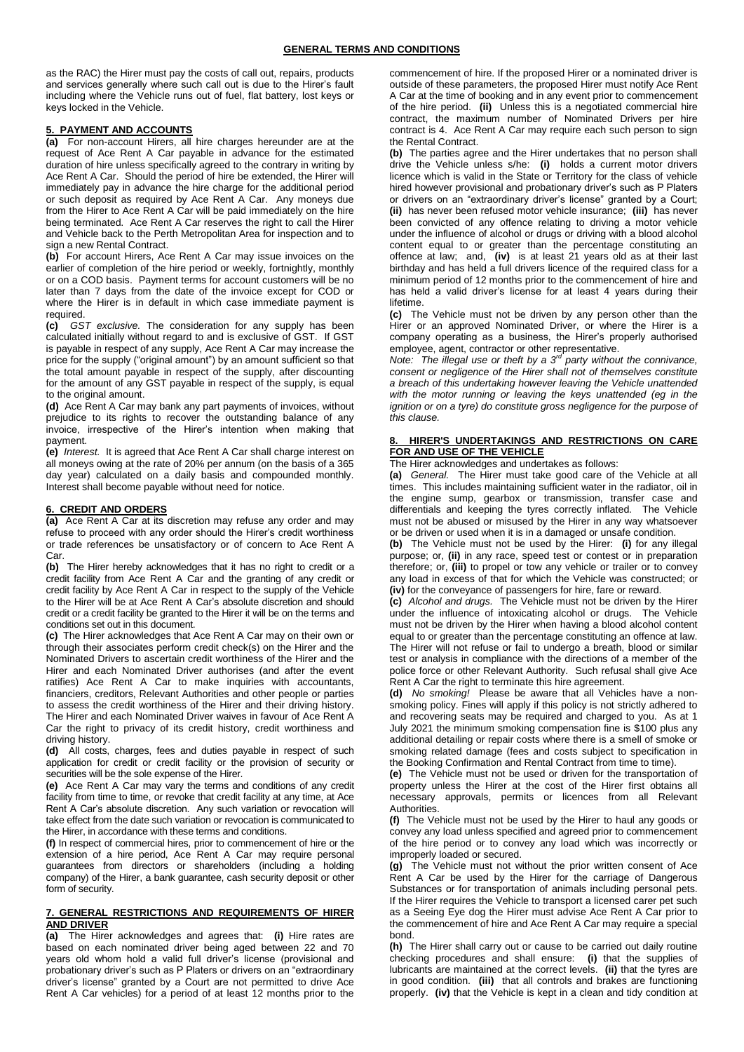as the RAC) the Hirer must pay the costs of call out, repairs, products and services generally where such call out is due to the Hirer's fault including where the Vehicle runs out of fuel, flat battery, lost keys or keys locked in the Vehicle.

## 5. PAYMENT AND ACCOUNTS

**(a)** For non-account Hirers, all hire charges hereunder are at the request of Ace Rent A Car payable in advance for the estimated duration of hire unless specifically agreed to the contrary in writing by Ace Rent A Car. Should the period of hire be extended, the Hirer will immediately pay in advance the hire charge for the additional period or such deposit as required by Ace Rent A Car. Any moneys due from the Hirer to Ace Rent A Car will be paid immediately on the hire being terminated. Ace Rent A Car reserves the right to call the Hirer and Vehicle back to the Perth Metropolitan Area for inspection and to sign a new Rental Contract.

**(b)** For account Hirers, Ace Rent A Car may issue invoices on the earlier of completion of the hire period or weekly, fortnightly, monthly or on a COD basis. Payment terms for account customers will be no later than 7 days from the date of the invoice except for COD or where the Hirer is in default in which case immediate payment is required.

**(c)** *GST exclusive.* The consideration for any supply has been calculated initially without regard to and is exclusive of GST. If GST is payable in respect of any supply, Ace Rent A Car may increase the price for the supply ("original amount") by an amount sufficient so that the total amount payable in respect of the supply, after discounting for the amount of any GST payable in respect of the supply, is equal to the original amount.

**(d)** Ace Rent A Car may bank any part payments of invoices, without prejudice to its rights to recover the outstanding balance of any invoice, irrespective of the Hirer's intention when making that payment.

**(e)** *Interest.* It is agreed that Ace Rent A Car shall charge interest on all moneys owing at the rate of 20% per annum (on the basis of a 365 day year) calculated on a daily basis and compounded monthly. Interest shall become payable without need for notice.

## 6. CREDIT AND ORDERS

**(a)** Ace Rent A Car at its discretion may refuse any order and may refuse to proceed with any order should the Hirer's credit worthiness or trade references be unsatisfactory or of concern to Ace Rent A Car.

**(b)** The Hirer hereby acknowledges that it has no right to credit or a credit facility from Ace Rent A Car and the granting of any credit or credit facility by Ace Rent A Car in respect to the supply of the Vehicle to the Hirer will be at Ace Rent A Car's absolute discretion and should credit or a credit facility be granted to the Hirer it will be on the terms and conditions set out in this document.

**(c)** The Hirer acknowledges that Ace Rent A Car may on their own or through their associates perform credit check(s) on the Hirer and the Nominated Drivers to ascertain credit worthiness of the Hirer and the Hirer and each Nominated Driver authorises (and after the event ratifies) Ace Rent A Car to make inquiries with accountants, financiers, creditors, Relevant Authorities and other people or parties to assess the credit worthiness of the Hirer and their driving history. The Hirer and each Nominated Driver waives in favour of Ace Rent A Car the right to privacy of its credit history, credit worthiness and driving history.

**(d)** All costs, charges, fees and duties payable in respect of such application for credit or credit facility or the provision of security or securities will be the sole expense of the Hirer.

**(e)** Ace Rent A Car may vary the terms and conditions of any credit facility from time to time, or revoke that credit facility at any time, at Ace Rent A Car's absolute discretion. Any such variation or revocation will take effect from the date such variation or revocation is communicated to the Hirer, in accordance with these terms and conditions.

**(f)** In respect of commercial hires, prior to commencement of hire or the extension of a hire period, Ace Rent A Car may require personal guarantees from directors or shareholders (including a holding company) of the Hirer, a bank guarantee, cash security deposit or other form of security.

## 7. GENERAL RESTRICTIONS AND REQUIREMENTS OF HIRER AND DRIVER

**(a)** The Hirer acknowledges and agrees that: **(i)** Hire rates are based on each nominated driver being aged between 22 and 70 years old whom hold a valid full driver's license (provisional and probationary driver's such as P Platers or drivers on an "extraordinary driver's license" granted by a Court are not permitted to drive Ace Rent A Car vehicles) for a period of at least 12 months prior to the commencement of hire. If the proposed Hirer or a nominated driver is outside of these parameters, the proposed Hirer must notify Ace Rent A Car at the time of booking and in any event prior to commencement of the hire period. **(ii)** Unless this is a negotiated commercial hire contract, the maximum number of Nominated Drivers per hire contract is 4. Ace Rent A Car may require each such person to sign the Rental Contract.

**(b)** The parties agree and the Hirer undertakes that no person shall drive the Vehicle unless s/he: **(i)** holds a current motor drivers licence which is valid in the State or Territory for the class of vehicle hired however provisional and probationary driver's such as P Platers or drivers on an "extraordinary driver's license" granted by a Court; **(ii)** has never been refused motor vehicle insurance; **(iii)** has never been convicted of any offence relating to driving a motor vehicle under the influence of alcohol or drugs or driving with a blood alcohol content equal to or greater than the percentage constituting an offence at law; and, **(iv)** is at least 21 years old as at their last birthday and has held a full drivers licence of the required class for a minimum period of 12 months prior to the commencement of hire and has held a valid driver's license for at least 4 years during their lifetime.

**(c)** The Vehicle must not be driven by any person other than the Hirer or an approved Nominated Driver, or where the Hirer is a company operating as a business, the Hirer's properly authorised employee, agent, contractor or other representative.

*Note: The illegal use or theft by a 3rd party without the connivance, consent or negligence of the Hirer shall not of themselves constitute a breach of this undertaking however leaving the Vehicle unattended with the motor running or leaving the keys unattended (eg in the ignition or on a tyre) do constitute gross negligence for the purpose of this clause.*

## 8. HIRER'S UNDERTAKINGS AND RESTRICTIONS ON CARE FOR AND USE OF THE VEHICLE

The Hirer acknowledges and undertakes as follows:

**(a)** *General.* The Hirer must take good care of the Vehicle at all times. This includes maintaining sufficient water in the radiator, oil in the engine sump, gearbox or transmission, transfer case and differentials and keeping the tyres correctly inflated. The Vehicle must not be abused or misused by the Hirer in any way whatsoever or be driven or used when it is in a damaged or unsafe condition.

**(b)** The Vehicle must not be used by the Hirer: **(i)** for any illegal purpose; or, **(ii)** in any race, speed test or contest or in preparation therefore; or, **(iii)** to propel or tow any vehicle or trailer or to convey any load in excess of that for which the Vehicle was constructed; or **(iv)** for the conveyance of passengers for hire, fare or reward.

**(c)** *Alcohol and drugs.* The Vehicle must not be driven by the Hirer under the influence of intoxicating alcohol or drugs. The Vehicle must not be driven by the Hirer when having a blood alcohol content equal to or greater than the percentage constituting an offence at law. The Hirer will not refuse or fail to undergo a breath, blood or similar test or analysis in compliance with the directions of a member of the police force or other Relevant Authority. Such refusal shall give Ace Rent A Car the right to terminate this hire agreement.

**(d)** *No smoking!* Please be aware that all Vehicles have a non-smoking policy. Fines will apply if this policy is not strictly adhered to and recovering seats may be required and charged to you. As at 1 July 2021 the minimum smoking compensation fine is $100 plus any additional detailing or repair costs where there is a smell of smoke or smoking related damage (fees and costs subject to specification in the Booking Confirmation and Rental Contract from time to time).

**(e)** The Vehicle must not be used or driven for the transportation of property unless the Hirer at the cost of the Hirer first obtains all necessary approvals, permits or licences from all Relevant Authorities.

**(f)** The Vehicle must not be used by the Hirer to haul any goods or convey any load unless specified and agreed prior to commencement of the hire period or to convey any load which was incorrectly or improperly loaded or secured.

**(g)** The Vehicle must not without the prior written consent of Ace Rent A Car be used by the Hirer for the carriage of Dangerous Substances or for transportation of animals including personal pets. If the Hirer requires the Vehicle to transport a licensed carer pet such as a Seeing Eye dog the Hirer must advise Ace Rent A Car prior to the commencement of hire and Ace Rent A Car may require a special bond.

**(h)** The Hirer shall carry out or cause to be carried out daily routine checking procedures and shall ensure: **(i)** that the supplies of lubricants are maintained at the correct levels. **(ii)** that the tyres are in good condition. **(iii)** that all controls and brakes are functioning properly. **(iv)** that the Vehicle is kept in a clean and tidy condition at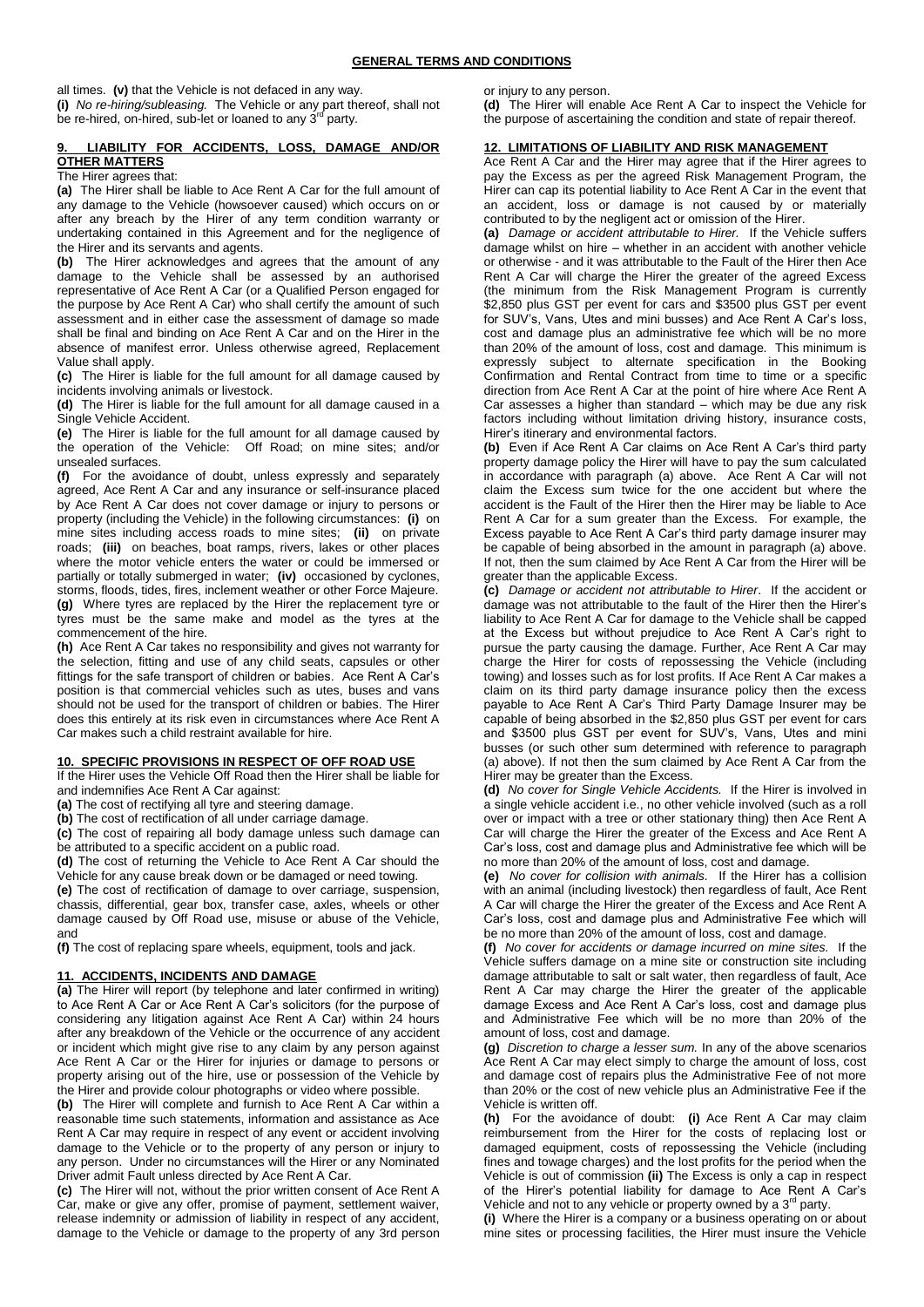all times. **(v)** that the Vehicle is not defaced in any way.

**(i)** *No re-hiring/subleasing.* The Vehicle or any part thereof, shall not be re-hired, on-hired, sub-let or loaned to any 3rd party.

## 9. LIABILITY FOR ACCIDENTS, LOSS, DAMAGE AND/OR OTHER MATTERS

The Hirer agrees that:

**(a)** The Hirer shall be liable to Ace Rent A Car for the full amount of any damage to the Vehicle (howsoever caused) which occurs on or after any breach by the Hirer of any term condition warranty or undertaking contained in this Agreement and for the negligence of the Hirer and its servants and agents.

**(b)** The Hirer acknowledges and agrees that the amount of any damage to the Vehicle shall be assessed by an authorised representative of Ace Rent A Car (or a Qualified Person engaged for the purpose by Ace Rent A Car) who shall certify the amount of such assessment and in either case the assessment of damage so made shall be final and binding on Ace Rent A Car and on the Hirer in the absence of manifest error. Unless otherwise agreed, Replacement Value shall apply.

**(c)** The Hirer is liable for the full amount for all damage caused by incidents involving animals or livestock.

**(d)** The Hirer is liable for the full amount for all damage caused in a Single Vehicle Accident.

**(e)** The Hirer is liable for the full amount for all damage caused by the operation of the Vehicle: Off Road; on mine sites; and/or unsealed surfaces.

**(f)** For the avoidance of doubt, unless expressly and separately agreed, Ace Rent A Car and any insurance or self-insurance placed by Ace Rent A Car does not cover damage or injury to persons or property (including the Vehicle) in the following circumstances: **(i)** on mine sites including access roads to mine sites; **(ii)** on private roads; **(iii)** on beaches, boat ramps, rivers, lakes or other places where the motor vehicle enters the water or could be immersed or partially or totally submerged in water; **(iv)** occasioned by cyclones, storms, floods, tides, fires, inclement weather or other Force Majeure.

**(g)** Where tyres are replaced by the Hirer the replacement tyre or tyres must be the same make and model as the tyres at the commencement of the hire.

**(h)** Ace Rent A Car takes no responsibility and gives not warranty for the selection, fitting and use of any child seats, capsules or other fittings for the safe transport of children or babies. Ace Rent A Car's position is that commercial vehicles such as utes, buses and vans should not be used for the transport of children or babies. The Hirer does this entirely at its risk even in circumstances where Ace Rent A Car makes such a child restraint available for hire.

## 10. SPECIFIC PROVISIONS IN RESPECT OF OFF ROAD USE

If the Hirer uses the Vehicle Off Road then the Hirer shall be liable for and indemnifies Ace Rent A Car against:

**(a)** The cost of rectifying all tyre and steering damage.

**(b)** The cost of rectification of all under carriage damage.

**(c)** The cost of repairing all body damage unless such damage can be attributed to a specific accident on a public road.

**(d)** The cost of returning the Vehicle to Ace Rent A Car should the Vehicle for any cause break down or be damaged or need towing.

**(e)** The cost of rectification of damage to over carriage, suspension, chassis, differential, gear box, transfer case, axles, wheels or other damage caused by Off Road use, misuse or abuse of the Vehicle, and

**(f)** The cost of replacing spare wheels, equipment, tools and jack.

## 11. ACCIDENTS, INCIDENTS AND DAMAGE

**(a)** The Hirer will report (by telephone and later confirmed in writing) to Ace Rent A Car or Ace Rent A Car's solicitors (for the purpose of considering any litigation against Ace Rent A Car) within 24 hours after any breakdown of the Vehicle or the occurrence of any accident or incident which might give rise to any claim by any person against Ace Rent A Car or the Hirer for injuries or damage to persons or property arising out of the hire, use or possession of the Vehicle by the Hirer and provide colour photographs or video where possible.

**(b)** The Hirer will complete and furnish to Ace Rent A Car within a reasonable time such statements, information and assistance as Ace Rent A Car may require in respect of any event or accident involving damage to the Vehicle or to the property of any person or injury to any person. Under no circumstances will the Hirer or any Nominated Driver admit Fault unless directed by Ace Rent A Car.

**(c)** The Hirer will not, without the prior written consent of Ace Rent A Car, make or give any offer, promise of payment, settlement waiver, release indemnity or admission of liability in respect of any accident, damage to the Vehicle or damage to the property of any 3rd person or injury to any person.

**(d)** The Hirer will enable Ace Rent A Car to inspect the Vehicle for the purpose of ascertaining the condition and state of repair thereof.

## 12. LIMITATIONS OF LIABILITY AND RISK MANAGEMENT

Ace Rent A Car and the Hirer may agree that if the Hirer agrees to pay the Excess as per the agreed Risk Management Program, the Hirer can cap its potential liability to Ace Rent A Car in the event that an accident, loss or damage is not caused by or materially contributed to by the negligent act or omission of the Hirer.

**(a)** *Damage or accident attributable to Hirer.* If the Vehicle suffers damage whilst on hire – whether in an accident with another vehicle or otherwise - and it was attributable to the Fault of the Hirer then Ace Rent A Car will charge the Hirer the greater of the agreed Excess (the minimum from the Risk Management Program is currently \$2,850 plus GST per event for cars and \$3500 plus GST per event for SUV's, Vans, Utes and mini busses) and Ace Rent A Car's loss, cost and damage plus an administrative fee which will be no more than 20% of the amount of loss, cost and damage. This minimum is expressly subject to alternate specification in the Booking Confirmation and Rental Contract from time to time or a specific direction from Ace Rent A Car at the point of hire where Ace Rent A Car assesses a higher than standard – which may be due any risk factors including without limitation driving history, insurance costs, Hirer's itinerary and environmental factors.

**(b)** Even if Ace Rent A Car claims on Ace Rent A Car's third party property damage policy the Hirer will have to pay the sum calculated in accordance with paragraph (a) above. Ace Rent A Car will not claim the Excess sum twice for the one accident but where the accident is the Fault of the Hirer then the Hirer may be liable to Ace Rent A Car for a sum greater than the Excess. For example, the Excess payable to Ace Rent A Car's third party damage insurer may be capable of being absorbed in the amount in paragraph (a) above. If not, then the sum claimed by Ace Rent A Car from the Hirer will be greater than the applicable Excess.

**(c)** *Damage or accident not attributable to Hirer*. If the accident or damage was not attributable to the fault of the Hirer then the Hirer's liability to Ace Rent A Car for damage to the Vehicle shall be capped at the Excess but without prejudice to Ace Rent A Car's right to pursue the party causing the damage. Further, Ace Rent A Car may charge the Hirer for costs of repossessing the Vehicle (including towing) and losses such as for lost profits. If Ace Rent A Car makes a claim on its third party damage insurance policy then the excess payable to Ace Rent A Car's Third Party Damage Insurer may be capable of being absorbed in the \$2,850 plus GST per event for cars and \$3500 plus GST per event for SUV's, Vans, Utes and mini busses (or such other sum determined with reference to paragraph (a) above). If not then the sum claimed by Ace Rent A Car from the Hirer may be greater than the Excess.

**(d)** *No cover for Single Vehicle Accidents.* If the Hirer is involved in a single vehicle accident i.e., no other vehicle involved (such as a roll over or impact with a tree or other stationary thing) then Ace Rent A Car will charge the Hirer the greater of the Excess and Ace Rent A Car's loss, cost and damage plus and Administrative fee which will be no more than 20% of the amount of loss, cost and damage.

**(e)** *No cover for collision with animals.* If the Hirer has a collision with an animal (including livestock) then regardless of fault, Ace Rent A Car will charge the Hirer the greater of the Excess and Ace Rent A Car's loss, cost and damage plus and Administrative Fee which will be no more than 20% of the amount of loss, cost and damage.

**(f)** *No cover for accidents or damage incurred on mine sites.* If the Vehicle suffers damage on a mine site or construction site including damage attributable to salt or salt water, then regardless of fault, Ace Rent A Car may charge the Hirer the greater of the applicable damage Excess and Ace Rent A Car's loss, cost and damage plus and Administrative Fee which will be no more than 20% of the amount of loss, cost and damage.

**(g)** *Discretion to charge a lesser sum.* In any of the above scenarios Ace Rent A Car may elect simply to charge the amount of loss, cost and damage cost of repairs plus the Administrative Fee of not more than 20% or the cost of new vehicle plus an Administrative Fee if the Vehicle is written off.

**(h)** For the avoidance of doubt: **(i)** Ace Rent A Car may claim reimbursement from the Hirer for the costs of replacing lost or damaged equipment, costs of repossessing the Vehicle (including fines and towage charges) and the lost profits for the period when the Vehicle is out of commission **(ii)** The Excess is only a cap in respect of the Hirer's potential liability for damage to Ace Rent A Car's Vehicle and not to any vehicle or property owned by a 3rd party.

**(i)** Where the Hirer is a company or a business operating on or about mine sites or processing facilities, the Hirer must insure the Vehicle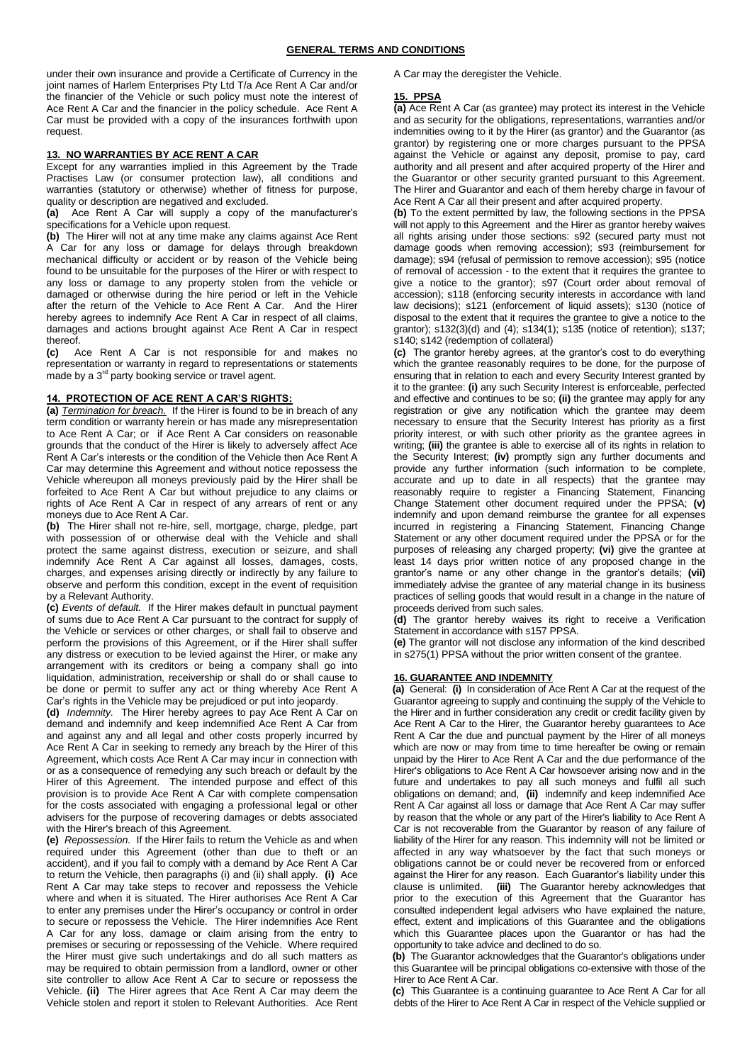under their own insurance and provide a Certificate of Currency in the joint names of Harlem Enterprises Pty Ltd T/a Ace Rent A Car and/or the financier of the Vehicle or such policy must note the interest of Ace Rent A Car and the financier in the policy schedule. Ace Rent A Car must be provided with a copy of the insurances forthwith upon request.

**13. NO WARRANTIES BY ACE RENT A CAR**

Except for any warranties implied in this Agreement by the Trade Practises Law (or consumer protection law), all conditions and warranties (statutory or otherwise) whether of fitness for purpose, quality or description are negatived and excluded.

**(a)** Ace Rent A Car will supply a copy of the manufacturer's specifications for a Vehicle upon request.

**(b)** The Hirer will not at any time make any claims against Ace Rent A Car for any loss or damage for delays through breakdown mechanical difficulty or accident or by reason of the Vehicle being found to be unsuitable for the purposes of the Hirer or with respect to any loss or damage to any property stolen from the vehicle or damaged or otherwise during the hire period or left in the Vehicle after the return of the Vehicle to Ace Rent A Car. And the Hirer hereby agrees to indemnify Ace Rent A Car in respect of all claims, damages and actions brought against Ace Rent A Car in respect thereof.

**(c)** Ace Rent A Car is not responsible for and makes no representation or warranty in regard to representations or statements made by a 3rd party booking service or travel agent.

**14. PROTECTION OF ACE RENT A CAR'S RIGHTS:**

**(a)** *Termination for breach.* If the Hirer is found to be in breach of any term condition or warranty herein or has made any misrepresentation to Ace Rent A Car; or if Ace Rent A Car considers on reasonable grounds that the conduct of the Hirer is likely to adversely affect Ace Rent A Car's interests or the condition of the Vehicle then Ace Rent A Car may determine this Agreement and without notice repossess the Vehicle whereupon all moneys previously paid by the Hirer shall be forfeited to Ace Rent A Car but without prejudice to any claims or rights of Ace Rent A Car in respect of any arrears of rent or any moneys due to Ace Rent A Car.

**(b)** The Hirer shall not re-hire, sell, mortgage, charge, pledge, part with possession of or otherwise deal with the Vehicle and shall protect the same against distress, execution or seizure, and shall indemnify Ace Rent A Car against all losses, damages, costs, charges, and expenses arising directly or indirectly by any failure to observe and perform this condition, except in the event of requisition by a Relevant Authority.

**(c)** *Events of default.* If the Hirer makes default in punctual payment of sums due to Ace Rent A Car pursuant to the contract for supply of the Vehicle or services or other charges, or shall fail to observe and perform the provisions of this Agreement, or if the Hirer shall suffer any distress or execution to be levied against the Hirer, or make any arrangement with its creditors or being a company shall go into liquidation, administration, receivership or shall do or shall cause to be done or permit to suffer any act or thing whereby Ace Rent A Car's rights in the Vehicle may be prejudiced or put into jeopardy.

**(d)** *Indemnity.* The Hirer hereby agrees to pay Ace Rent A Car on demand and indemnify and keep indemnified Ace Rent A Car from and against any and all legal and other costs properly incurred by Ace Rent A Car in seeking to remedy any breach by the Hirer of this Agreement, which costs Ace Rent A Car may incur in connection with or as a consequence of remedying any such breach or default by the Hirer of this Agreement. The intended purpose and effect of this provision is to provide Ace Rent A Car with complete compensation for the costs associated with engaging a professional legal or other advisers for the purpose of recovering damages or debts associated with the Hirer's breach of this Agreement.

**(e)** *Repossession.* If the Hirer fails to return the Vehicle as and when required under this Agreement (other than due to theft or an accident), and if you fail to comply with a demand by Ace Rent A Car to return the Vehicle, then paragraphs (i) and (ii) shall apply. **(i)** Ace Rent A Car may take steps to recover and repossess the Vehicle where and when it is situated. The Hirer authorises Ace Rent A Car to enter any premises under the Hirer's occupancy or control in order to secure or repossess the Vehicle. The Hirer indemnifies Ace Rent A Car for any loss, damage or claim arising from the entry to premises or securing or repossessing of the Vehicle. Where required the Hirer must give such undertakings and do all such matters as may be required to obtain permission from a landlord, owner or other site controller to allow Ace Rent A Car to secure or repossess the Vehicle. **(ii)** The Hirer agrees that Ace Rent A Car may deem the Vehicle stolen and report it stolen to Relevant Authorities. Ace Rent A Car may the deregister the Vehicle.

**15. PPSA**

**(a)** Ace Rent A Car (as grantee) may protect its interest in the Vehicle and as security for the obligations, representations, warranties and/or indemnities owing to it by the Hirer (as grantor) and the Guarantor (as grantor) by registering one or more charges pursuant to the PPSA against the Vehicle or against any deposit, promise to pay, card authority and all present and after acquired property of the Hirer and the Guarantor or other security granted pursuant to this Agreement. The Hirer and Guarantor and each of them hereby charge in favour of Ace Rent A Car all their present and after acquired property.

**(b)** To the extent permitted by law, the following sections in the PPSA will not apply to this Agreement and the Hirer as grantor hereby waives all rights arising under those sections: s92 (secured party must not damage goods when removing accession); s93 (reimbursement for damage); s94 (refusal of permission to remove accession); s95 (notice of removal of accession - to the extent that it requires the grantee to give a notice to the grantor); s97 (Court order about removal of accession); s118 (enforcing security interests in accordance with land law decisions); s121 (enforcement of liquid assets); s130 (notice of disposal to the extent that it requires the grantee to give a notice to the grantor); s132(3)(d) and (4); s134(1); s135 (notice of retention); s137; s140; s142 (redemption of collateral)

**(c)** The grantor hereby agrees, at the grantor's cost to do everything which the grantee reasonably requires to be done, for the purpose of ensuring that in relation to each and every Security Interest granted by it to the grantee: **(i)** any such Security Interest is enforceable, perfected and effective and continues to be so; **(ii)** the grantee may apply for any registration or give any notification which the grantee may deem necessary to ensure that the Security Interest has priority as a first priority interest, or with such other priority as the grantee agrees in writing; **(iii)** the grantee is able to exercise all of its rights in relation to the Security Interest; **(iv)** promptly sign any further documents and provide any further information (such information to be complete, accurate and up to date in all respects) that the grantee may reasonably require to register a Financing Statement, Financing Change Statement other document required under the PPSA; **(v)** indemnify and upon demand reimburse the grantee for all expenses incurred in registering a Financing Statement, Financing Change Statement or any other document required under the PPSA or for the purposes of releasing any charged property; **(vi)** give the grantee at least 14 days prior written notice of any proposed change in the grantor's name or any other change in the grantor's details; **(vii)** immediately advise the grantee of any material change in its business practices of selling goods that would result in a change in the nature of proceeds derived from such sales.

**(d)** The grantor hereby waives its right to receive a Verification Statement in accordance with s157 PPSA.

**(e)** The grantor will not disclose any information of the kind described in s275(1) PPSA without the prior written consent of the grantee.

**16. GUARANTEE AND INDEMNITY**

**(a)** General: **(i)** In consideration of Ace Rent A Car at the request of the Guarantor agreeing to supply and continuing the supply of the Vehicle to the Hirer and in further consideration any credit or credit facility given by Ace Rent A Car to the Hirer, the Guarantor hereby guarantees to Ace Rent A Car the due and punctual payment by the Hirer of all moneys which are now or may from time to time hereafter be owing or remain unpaid by the Hirer to Ace Rent A Car and the due performance of the Hirer's obligations to Ace Rent A Car howsoever arising now and in the future and undertakes to pay all such moneys and fulfil all such obligations on demand; and, **(ii)** indemnify and keep indemnified Ace Rent A Car against all loss or damage that Ace Rent A Car may suffer by reason that the whole or any part of the Hirer's liability to Ace Rent A Car is not recoverable from the Guarantor by reason of any failure of liability of the Hirer for any reason. This indemnity will not be limited or affected in any way whatsoever by the fact that such moneys or obligations cannot be or could never be recovered from or enforced against the Hirer for any reason. Each Guarantor's liability under this clause is unlimited. **(iii)** The Guarantor hereby acknowledges that prior to the execution of this Agreement that the Guarantor has consulted independent legal advisers who have explained the nature, effect, extent and implications of this Guarantee and the obligations which this Guarantee places upon the Guarantor or has had the opportunity to take advice and declined to do so.

**(b)** The Guarantor acknowledges that the Guarantor's obligations under this Guarantee will be principal obligations co-extensive with those of the Hirer to Ace Rent A Car.

**(c)** This Guarantee is a continuing guarantee to Ace Rent A Car for all debts of the Hirer to Ace Rent A Car in respect of the Vehicle supplied or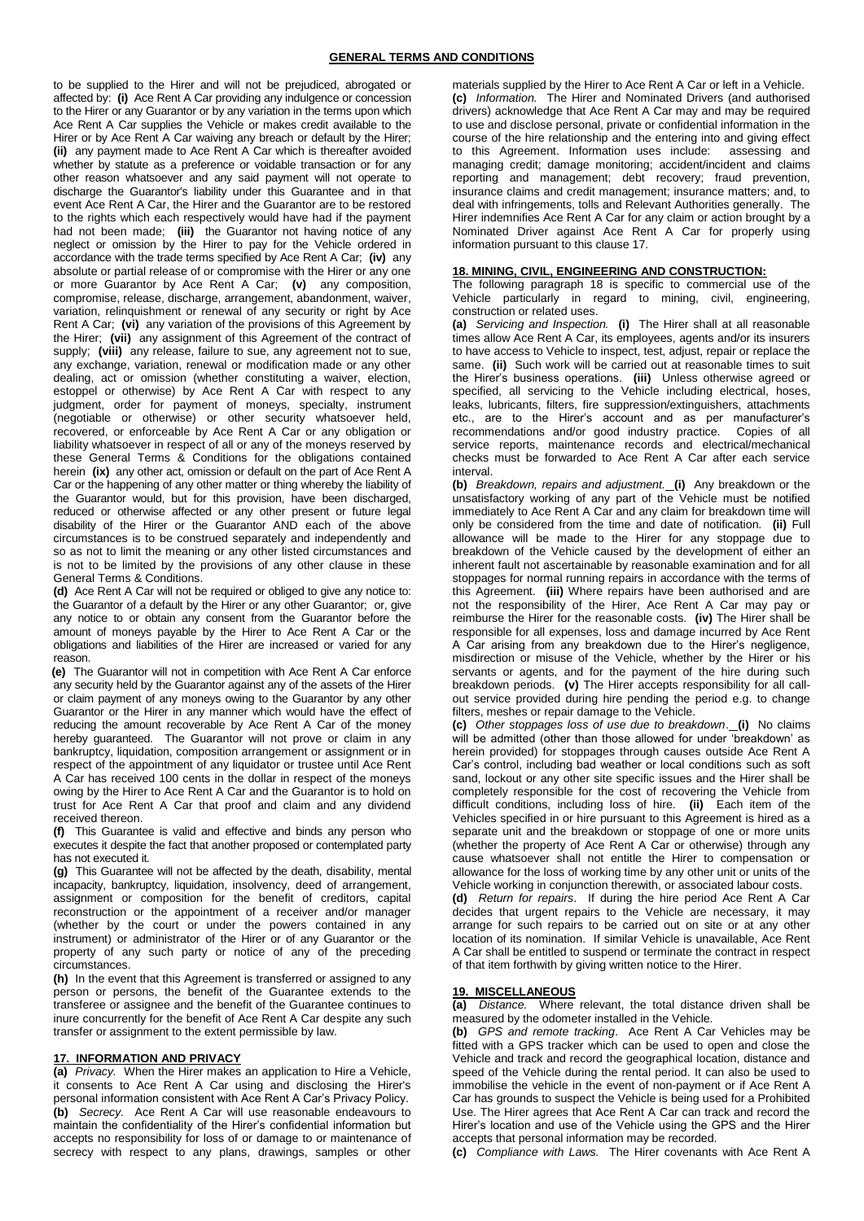to be supplied to the Hirer and will not be prejudiced, abrogated or affected by: **(i)** Ace Rent A Car providing any indulgence or concession to the Hirer or any Guarantor or by any variation in the terms upon which Ace Rent A Car supplies the Vehicle or makes credit available to the Hirer or by Ace Rent A Car waiving any breach or default by the Hirer; **(ii)** any payment made to Ace Rent A Car which is thereafter avoided whether by statute as a preference or voidable transaction or for any other reason whatsoever and any said payment will not operate to discharge the Guarantor's liability under this Guarantee and in that event Ace Rent A Car, the Hirer and the Guarantor are to be restored to the rights which each respectively would have had if the payment had not been made; **(iii)** the Guarantor not having notice of any neglect or omission by the Hirer to pay for the Vehicle ordered in accordance with the trade terms specified by Ace Rent A Car; **(iv)** any absolute or partial release of or compromise with the Hirer or any one or more Guarantor by Ace Rent A Car; **(v)** any composition, compromise, release, discharge, arrangement, abandonment, waiver, variation, relinquishment or renewal of any security or right by Ace Rent A Car; **(vi)** any variation of the provisions of this Agreement by the Hirer; **(vii)** any assignment of this Agreement of the contract of supply; **(viii)** any release, failure to sue, any agreement not to sue, any exchange, variation, renewal or modification made or any other dealing, act or omission (whether constituting a waiver, election, estoppel or otherwise) by Ace Rent A Car with respect to any judgment, order for payment of moneys, specialty, instrument (negotiable or otherwise) or other security whatsoever held, recovered, or enforceable by Ace Rent A Car or any obligation or liability whatsoever in respect of all or any of the moneys reserved by these General Terms & Conditions for the obligations contained herein **(ix)** any other act, omission or default on the part of Ace Rent A Car or the happening of any other matter or thing whereby the liability of the Guarantor would, but for this provision, have been discharged, reduced or otherwise affected or any other present or future legal disability of the Hirer or the Guarantor AND each of the above circumstances is to be construed separately and independently and so as not to limit the meaning or any other listed circumstances and is not to be limited by the provisions of any other clause in these General Terms & Conditions.

**(d)** Ace Rent A Car will not be required or obliged to give any notice to: the Guarantor of a default by the Hirer or any other Guarantor; or, give any notice to or obtain any consent from the Guarantor before the amount of moneys payable by the Hirer to Ace Rent A Car or the obligations and liabilities of the Hirer are increased or varied for any reason.

**(e)** The Guarantor will not in competition with Ace Rent A Car enforce any security held by the Guarantor against any of the assets of the Hirer or claim payment of any moneys owing to the Guarantor by any other Guarantor or the Hirer in any manner which would have the effect of reducing the amount recoverable by Ace Rent A Car of the money hereby guaranteed. The Guarantor will not prove or claim in any bankruptcy, liquidation, composition arrangement or assignment or in respect of the appointment of any liquidator or trustee until Ace Rent A Car has received 100 cents in the dollar in respect of the moneys owing by the Hirer to Ace Rent A Car and the Guarantor is to hold on trust for Ace Rent A Car that proof and claim and any dividend received thereon.

**(f)** This Guarantee is valid and effective and binds any person who executes it despite the fact that another proposed or contemplated party has not executed it.

**(g)** This Guarantee will not be affected by the death, disability, mental incapacity, bankruptcy, liquidation, insolvency, deed of arrangement, assignment or composition for the benefit of creditors, capital reconstruction or the appointment of a receiver and/or manager (whether by the court or under the powers contained in any instrument) or administrator of the Hirer or of any Guarantor or the property of any such party or notice of any of the preceding circumstances.

**(h)** In the event that this Agreement is transferred or assigned to any person or persons, the benefit of the Guarantee extends to the transferee or assignee and the benefit of the Guarantee continues to inure concurrently for the benefit of Ace Rent A Car despite any such transfer or assignment to the extent permissible by law.

## 17. INFORMATION AND PRIVACY

**(a)** *Privacy.* When the Hirer makes an application to Hire a Vehicle, it consents to Ace Rent A Car using and disclosing the Hirer's personal information consistent with Ace Rent A Car's Privacy Policy.

**(b)** *Secrecy.* Ace Rent A Car will use reasonable endeavours to maintain the confidentiality of the Hirer's confidential information but accepts no responsibility for loss of or damage to or maintenance of secrecy with respect to any plans, drawings, samples or other materials supplied by the Hirer to Ace Rent A Car or left in a Vehicle.

**(c)** *Information.* The Hirer and Nominated Drivers (and authorised drivers) acknowledge that Ace Rent A Car may and may be required to use and disclose personal, private or confidential information in the course of the hire relationship and the entering into and giving effect to this Agreement. Information uses include: assessing and managing credit; damage monitoring; accident/incident and claims reporting and management; debt recovery; fraud prevention, insurance claims and credit management; insurance matters; and, to deal with infringements, tolls and Relevant Authorities generally. The Hirer indemnifies Ace Rent A Car for any claim or action brought by a Nominated Driver against Ace Rent A Car for properly using information pursuant to this clause 17.

## 18. MINING, CIVIL, ENGINEERING AND CONSTRUCTION:

The following paragraph 18 is specific to commercial use of the Vehicle particularly in regard to mining, civil, engineering, construction or related uses.

**(a)** *Servicing and Inspection.* **(i)** The Hirer shall at all reasonable times allow Ace Rent A Car, its employees, agents and/or its insurers to have access to Vehicle to inspect, test, adjust, repair or replace the same. **(ii)** Such work will be carried out at reasonable times to suit the Hirer's business operations. **(iii)** Unless otherwise agreed or specified, all servicing to the Vehicle including electrical, hoses, leaks, lubricants, filters, fire suppression/extinguishers, attachments etc., are to the Hirer's account and as per manufacturer's recommendations and/or good industry practice. Copies of all service reports, maintenance records and electrical/mechanical checks must be forwarded to Ace Rent A Car after each service interval.

**(b)** *Breakdown, repairs and adjustment.* **(i)** Any breakdown or the unsatisfactory working of any part of the Vehicle must be notified immediately to Ace Rent A Car and any claim for breakdown time will only be considered from the time and date of notification. **(ii)** Full allowance will be made to the Hirer for any stoppage due to breakdown of the Vehicle caused by the development of either an inherent fault not ascertainable by reasonable examination and for all stoppages for normal running repairs in accordance with the terms of this Agreement. **(iii)** Where repairs have been authorised and are not the responsibility of the Hirer, Ace Rent A Car may pay or reimburse the Hirer for the reasonable costs. **(iv)** The Hirer shall be responsible for all expenses, loss and damage incurred by Ace Rent A Car arising from any breakdown due to the Hirer's negligence, misdirection or misuse of the Vehicle, whether by the Hirer or his servants or agents, and for the payment of the hire during such breakdown periods. **(v)** The Hirer accepts responsibility for all call-out service provided during hire pending the period e.g. to change filters, meshes or repair damage to the Vehicle.

**(c)** *Other stoppages loss of use due to breakdown*. **(i)** No claims will be admitted (other than those allowed for under 'breakdown' as herein provided) for stoppages through causes outside Ace Rent A Car's control, including bad weather or local conditions such as soft sand, lockout or any other site specific issues and the Hirer shall be completely responsible for the cost of recovering the Vehicle from difficult conditions, including loss of hire. **(ii)** Each item of the Vehicles specified in or hire pursuant to this Agreement is hired as a separate unit and the breakdown or stoppage of one or more units (whether the property of Ace Rent A Car or otherwise) through any cause whatsoever shall not entitle the Hirer to compensation or allowance for the loss of working time by any other unit or units of the Vehicle working in conjunction therewith, or associated labour costs.

**(d)** *Return for repairs*. If during the hire period Ace Rent A Car decides that urgent repairs to the Vehicle are necessary, it may arrange for such repairs to be carried out on site or at any other location of its nomination. If similar Vehicle is unavailable, Ace Rent A Car shall be entitled to suspend or terminate the contract in respect of that item forthwith by giving written notice to the Hirer.

## 19. MISCELLANEOUS

**(a)** *Distance.* Where relevant, the total distance driven shall be measured by the odometer installed in the Vehicle.

**(b)** *GPS and remote tracking*. Ace Rent A Car Vehicles may be fitted with a GPS tracker which can be used to open and close the Vehicle and track and record the geographical location, distance and speed of the Vehicle during the rental period. It can also be used to immobilise the vehicle in the event of non-payment or if Ace Rent A Car has grounds to suspect the Vehicle is being used for a Prohibited Use. The Hirer agrees that Ace Rent A Car can track and record the Hirer's location and use of the Vehicle using the GPS and the Hirer accepts that personal information may be recorded.

**(c)** *Compliance with Laws.* The Hirer covenants with Ace Rent A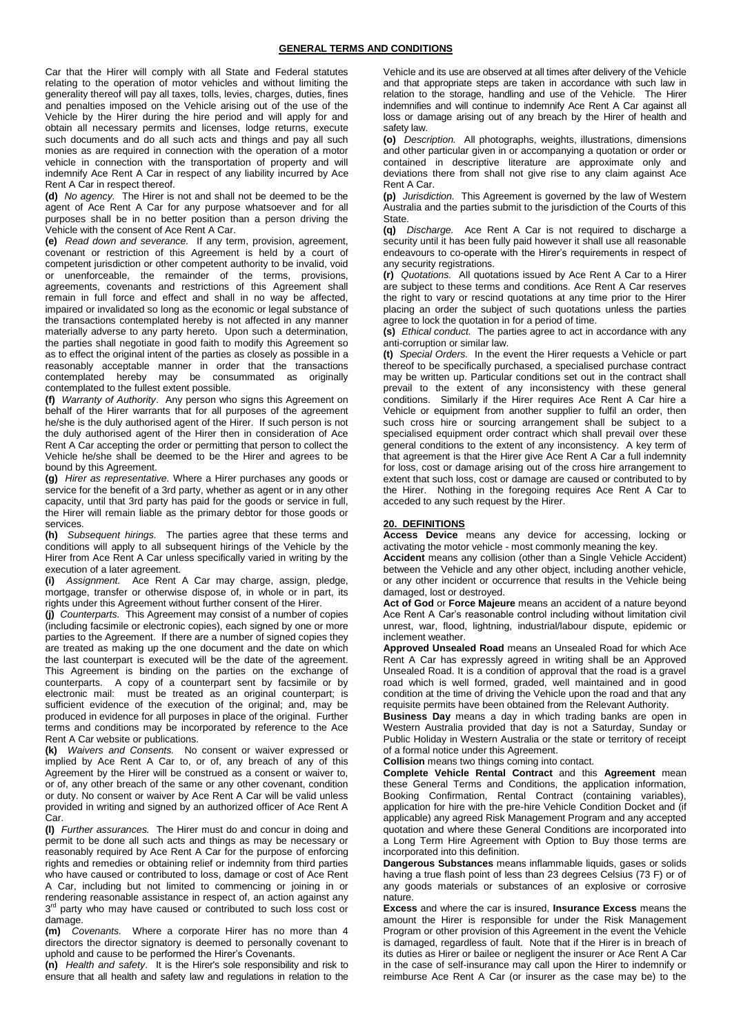## GENERAL TERMS AND CONDITIONS

Car that the Hirer will comply with all State and Federal statutes relating to the operation of motor vehicles and without limiting the generality thereof will pay all taxes, tolls, levies, charges, duties, fines and penalties imposed on the Vehicle arising out of the use of the Vehicle by the Hirer during the hire period and will apply for and obtain all necessary permits and licenses, lodge returns, execute such documents and do all such acts and things and pay all such monies as are required in connection with the operation of a motor vehicle in connection with the transportation of property and will indemnify Ace Rent A Car in respect of any liability incurred by Ace Rent A Car in respect thereof.

**(d)** *No agency.* The Hirer is not and shall not be deemed to be the agent of Ace Rent A Car for any purpose whatsoever and for all purposes shall be in no better position than a person driving the Vehicle with the consent of Ace Rent A Car.

**(e)** *Read down and severance.* If any term, provision, agreement, covenant or restriction of this Agreement is held by a court of competent jurisdiction or other competent authority to be invalid, void or unenforceable, the remainder of the terms, provisions, agreements, covenants and restrictions of this Agreement shall remain in full force and effect and shall in no way be affected, impaired or invalidated so long as the economic or legal substance of the transactions contemplated hereby is not affected in any manner materially adverse to any party hereto. Upon such a determination, the parties shall negotiate in good faith to modify this Agreement so as to effect the original intent of the parties as closely as possible in a reasonably acceptable manner in order that the transactions contemplated hereby may be consummated as originally contemplated to the fullest extent possible.

**(f)** *Warranty of Authority*. Any person who signs this Agreement on behalf of the Hirer warrants that for all purposes of the agreement he/she is the duly authorised agent of the Hirer. If such person is not the duly authorised agent of the Hirer then in consideration of Ace Rent A Car accepting the order or permitting that person to collect the Vehicle he/she shall be deemed to be the Hirer and agrees to be bound by this Agreement.

**(g)** *Hirer as representative.* Where a Hirer purchases any goods or service for the benefit of a 3rd party, whether as agent or in any other capacity, until that 3rd party has paid for the goods or service in full, the Hirer will remain liable as the primary debtor for those goods or services.

**(h)** *Subsequent hirings.* The parties agree that these terms and conditions will apply to all subsequent hirings of the Vehicle by the Hirer from Ace Rent A Car unless specifically varied in writing by the execution of a later agreement.

**(i)** *Assignment.* Ace Rent A Car may charge, assign, pledge, mortgage, transfer or otherwise dispose of, in whole or in part, its rights under this Agreement without further consent of the Hirer.

**(j)** *Counterparts.* This Agreement may consist of a number of copies (including facsimile or electronic copies), each signed by one or more parties to the Agreement. If there are a number of signed copies they are treated as making up the one document and the date on which the last counterpart is executed will be the date of the agreement. This Agreement is binding on the parties on the exchange of counterparts. A copy of a counterpart sent by facsimile or by electronic mail: must be treated as an original counterpart; is sufficient evidence of the execution of the original; and, may be produced in evidence for all purposes in place of the original. Further terms and conditions may be incorporated by reference to the Ace Rent A Car website or publications.

**(k)** *Waivers and Consents.* No consent or waiver expressed or implied by Ace Rent A Car to, or of, any breach of any of this Agreement by the Hirer will be construed as a consent or waiver to, or of, any other breach of the same or any other covenant, condition or duty. No consent or waiver by Ace Rent A Car will be valid unless provided in writing and signed by an authorized officer of Ace Rent A Car.

**(l)** *Further assurances.* The Hirer must do and concur in doing and permit to be done all such acts and things as may be necessary or reasonably required by Ace Rent A Car for the purpose of enforcing rights and remedies or obtaining relief or indemnity from third parties who have caused or contributed to loss, damage or cost of Ace Rent A Car, including but not limited to commencing or joining in or rendering reasonable assistance in respect of, an action against any 3rd party who may have caused or contributed to such loss cost or damage.

**(m)** *Covenants.* Where a corporate Hirer has no more than 4 directors the director signatory is deemed to personally covenant to uphold and cause to be performed the Hirer's Covenants.

**(n)** *Health and safety*. It is the Hirer's sole responsibility and risk to ensure that all health and safety law and regulations in relation to the Vehicle and its use are observed at all times after delivery of the Vehicle and that appropriate steps are taken in accordance with such law in relation to the storage, handling and use of the Vehicle. The Hirer indemnifies and will continue to indemnify Ace Rent A Car against all loss or damage arising out of any breach by the Hirer of health and safety law.

**(o)** *Description.* All photographs, weights, illustrations, dimensions and other particular given in or accompanying a quotation or order or contained in descriptive literature are approximate only and deviations there from shall not give rise to any claim against Ace Rent A Car.

**(p)** *Jurisdiction.* This Agreement is governed by the law of Western Australia and the parties submit to the jurisdiction of the Courts of this State.

**(q)** *Discharge.* Ace Rent A Car is not required to discharge a security until it has been fully paid however it shall use all reasonable endeavours to co-operate with the Hirer's requirements in respect of any security registrations.

**(r)** *Quotations.* All quotations issued by Ace Rent A Car to a Hirer are subject to these terms and conditions. Ace Rent A Car reserves the right to vary or rescind quotations at any time prior to the Hirer placing an order the subject of such quotations unless the parties agree to lock the quotation in for a period of time.

**(s)** *Ethical conduct.* The parties agree to act in accordance with any anti-corruption or similar law.

**(t)** *Special Orders.* In the event the Hirer requests a Vehicle or part thereof to be specifically purchased, a specialised purchase contract may be written up. Particular conditions set out in the contract shall prevail to the extent of any inconsistency with these general conditions. Similarly if the Hirer requires Ace Rent A Car hire a Vehicle or equipment from another supplier to fulfil an order, then such cross hire or sourcing arrangement shall be subject to a specialised equipment order contract which shall prevail over these general conditions to the extent of any inconsistency. A key term of that agreement is that the Hirer give Ace Rent A Car a full indemnity for loss, cost or damage arising out of the cross hire arrangement to extent that such loss, cost or damage are caused or contributed to by the Hirer. Nothing in the foregoing requires Ace Rent A Car to acceded to any such request by the Hirer.

### 20. DEFINITIONS

**Access Device** means any device for accessing, locking or activating the motor vehicle - most commonly meaning the key.

**Accident** means any collision (other than a Single Vehicle Accident) between the Vehicle and any other object, including another vehicle, or any other incident or occurrence that results in the Vehicle being damaged, lost or destroyed.

**Act of God** or **Force Majeure** means an accident of a nature beyond Ace Rent A Car's reasonable control including without limitation civil unrest, war, flood, lightning, industrial/labour dispute, epidemic or inclement weather.

**Approved Unsealed Road** means an Unsealed Road for which Ace Rent A Car has expressly agreed in writing shall be an Approved Unsealed Road. It is a condition of approval that the road is a gravel road which is well formed, graded, well maintained and in good condition at the time of driving the Vehicle upon the road and that any requisite permits have been obtained from the Relevant Authority.

**Business Day** means a day in which trading banks are open in Western Australia provided that day is not a Saturday, Sunday or Public Holiday in Western Australia or the state or territory of receipt of a formal notice under this Agreement.

**Collision** means two things coming into contact.

**Complete Vehicle Rental Contract** and this **Agreement** mean these General Terms and Conditions, the application information, Booking Confirmation, Rental Contract (containing variables), application for hire with the pre-hire Vehicle Condition Docket and (if applicable) any agreed Risk Management Program and any accepted quotation and where these General Conditions are incorporated into a Long Term Hire Agreement with Option to Buy those terms are incorporated into this definition.

**Dangerous Substances** means inflammable liquids, gases or solids having a true flash point of less than 23 degrees Celsius (73 F) or of any goods materials or substances of an explosive or corrosive nature.

**Excess** and where the car is insured, **Insurance Excess** means the amount the Hirer is responsible for under the Risk Management Program or other provision of this Agreement in the event the Vehicle is damaged, regardless of fault. Note that if the Hirer is in breach of its duties as Hirer or bailee or negligent the insurer or Ace Rent A Car in the case of self-insurance may call upon the Hirer to indemnify or reimburse Ace Rent A Car (or insurer as the case may be) to the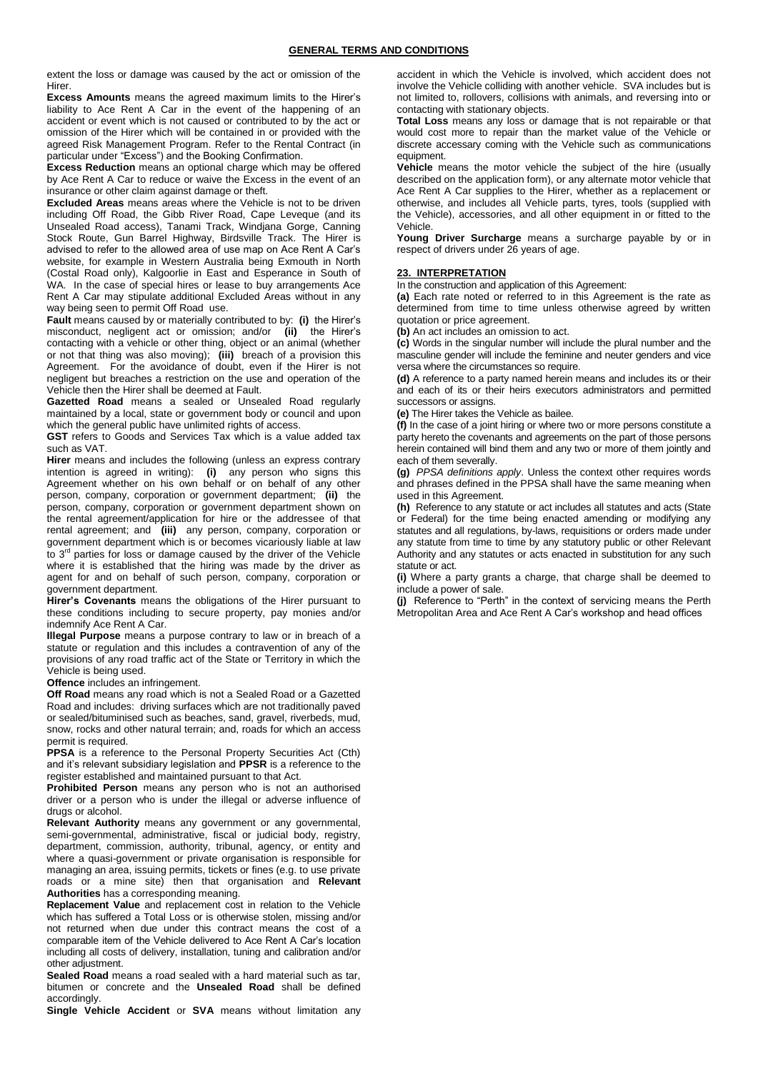extent the loss or damage was caused by the act or omission of the Hirer.

**Excess Amounts** means the agreed maximum limits to the Hirer's liability to Ace Rent A Car in the event of the happening of an accident or event which is not caused or contributed to by the act or omission of the Hirer which will be contained in or provided with the agreed Risk Management Program. Refer to the Rental Contract (in particular under "Excess") and the Booking Confirmation.

**Excess Reduction** means an optional charge which may be offered by Ace Rent A Car to reduce or waive the Excess in the event of an insurance or other claim against damage or theft.

**Excluded Areas** means areas where the Vehicle is not to be driven including Off Road, the Gibb River Road, Cape Leveque (and its Unsealed Road access), Tanami Track, Windjana Gorge, Canning Stock Route, Gun Barrel Highway, Birdsville Track. The Hirer is advised to refer to the allowed area of use map on Ace Rent A Car's website, for example in Western Australia being Exmouth in North (Costal Road only), Kalgoorlie in East and Esperance in South of WA. In the case of special hires or lease to buy arrangements Ace Rent A Car may stipulate additional Excluded Areas without in any way being seen to permit Off Road use.

**Fault** means caused by or materially contributed to by: **(i)** the Hirer's misconduct, negligent act or omission; and/or **(ii)** the Hirer's contacting with a vehicle or other thing, object or an animal (whether or not that thing was also moving); **(iii)** breach of a provision this Agreement. For the avoidance of doubt, even if the Hirer is not negligent but breaches a restriction on the use and operation of the Vehicle then the Hirer shall be deemed at Fault.

**Gazetted Road** means a sealed or Unsealed Road regularly maintained by a local, state or government body or council and upon which the general public have unlimited rights of access.

**GST** refers to Goods and Services Tax which is a value added tax such as VAT.

**Hirer** means and includes the following (unless an express contrary intention is agreed in writing): **(i)** any person who signs this Agreement whether on his own behalf or on behalf of any other person, company, corporation or government department; **(ii)** the person, company, corporation or government department shown on the rental agreement/application for hire or the addressee of that rental agreement; and **(iii)** any person, company, corporation or government department which is or becomes vicariously liable at law to 3rd parties for loss or damage caused by the driver of the Vehicle where it is established that the hiring was made by the driver as agent for and on behalf of such person, company, corporation or government department.

**Hirer's Covenants** means the obligations of the Hirer pursuant to these conditions including to secure property, pay monies and/or indemnify Ace Rent A Car.

**Illegal Purpose** means a purpose contrary to law or in breach of a statute or regulation and this includes a contravention of any of the provisions of any road traffic act of the State or Territory in which the Vehicle is being used.

**Offence** includes an infringement.

**Off Road** means any road which is not a Sealed Road or a Gazetted Road and includes: driving surfaces which are not traditionally paved or sealed/bituminised such as beaches, sand, gravel, riverbeds, mud, snow, rocks and other natural terrain; and, roads for which an access permit is required.

**PPSA** is a reference to the Personal Property Securities Act (Cth) and it's relevant subsidiary legislation and **PPSR** is a reference to the register established and maintained pursuant to that Act.

**Prohibited Person** means any person who is not an authorised driver or a person who is under the illegal or adverse influence of drugs or alcohol.

**Relevant Authority** means any government or any governmental, semi-governmental, administrative, fiscal or judicial body, registry, department, commission, authority, tribunal, agency, or entity and where a quasi-government or private organisation is responsible for managing an area, issuing permits, tickets or fines (e.g. to use private roads or a mine site) then that organisation and **Relevant Authorities** has a corresponding meaning.

**Replacement Value** and replacement cost in relation to the Vehicle which has suffered a Total Loss or is otherwise stolen, missing and/or not returned when due under this contract means the cost of a comparable item of the Vehicle delivered to Ace Rent A Car's location including all costs of delivery, installation, tuning and calibration and/or other adjustment.

**Sealed Road** means a road sealed with a hard material such as tar, bitumen or concrete and the **Unsealed Road** shall be defined accordingly.

**Single Vehicle Accident** or **SVA** means without limitation any accident in which the Vehicle is involved, which accident does not involve the Vehicle colliding with another vehicle. SVA includes but is not limited to, rollovers, collisions with animals, and reversing into or contacting with stationary objects.

**Total Loss** means any loss or damage that is not repairable or that would cost more to repair than the market value of the Vehicle or discrete accessary coming with the Vehicle such as communications equipment.

**Vehicle** means the motor vehicle the subject of the hire (usually described on the application form), or any alternate motor vehicle that Ace Rent A Car supplies to the Hirer, whether as a replacement or otherwise, and includes all Vehicle parts, tyres, tools (supplied with the Vehicle), accessories, and all other equipment in or fitted to the Vehicle.

**Young Driver Surcharge** means a surcharge payable by or in respect of drivers under 26 years of age.

## 23. INTERPRETATION

In the construction and application of this Agreement:

**(a)** Each rate noted or referred to in this Agreement is the rate as determined from time to time unless otherwise agreed by written quotation or price agreement.

**(b)** An act includes an omission to act.

**(c)** Words in the singular number will include the plural number and the masculine gender will include the feminine and neuter genders and vice versa where the circumstances so require.

**(d)** A reference to a party named herein means and includes its or their and each of its or their heirs executors administrators and permitted successors or assigns.

**(e)** The Hirer takes the Vehicle as bailee.

**(f)** In the case of a joint hiring or where two or more persons constitute a party hereto the covenants and agreements on the part of those persons herein contained will bind them and any two or more of them jointly and each of them severally.

**(g)** *PPSA definitions apply*. Unless the context other requires words and phrases defined in the PPSA shall have the same meaning when used in this Agreement.

**(h)** Reference to any statute or act includes all statutes and acts (State or Federal) for the time being enacted amending or modifying any statutes and all regulations, by-laws, requisitions or orders made under any statute from time to time by any statutory public or other Relevant Authority and any statutes or acts enacted in substitution for any such statute or act.

**(i)** Where a party grants a charge, that charge shall be deemed to include a power of sale.

**(j)** Reference to "Perth" in the context of servicing means the Perth Metropolitan Area and Ace Rent A Car's workshop and head offices